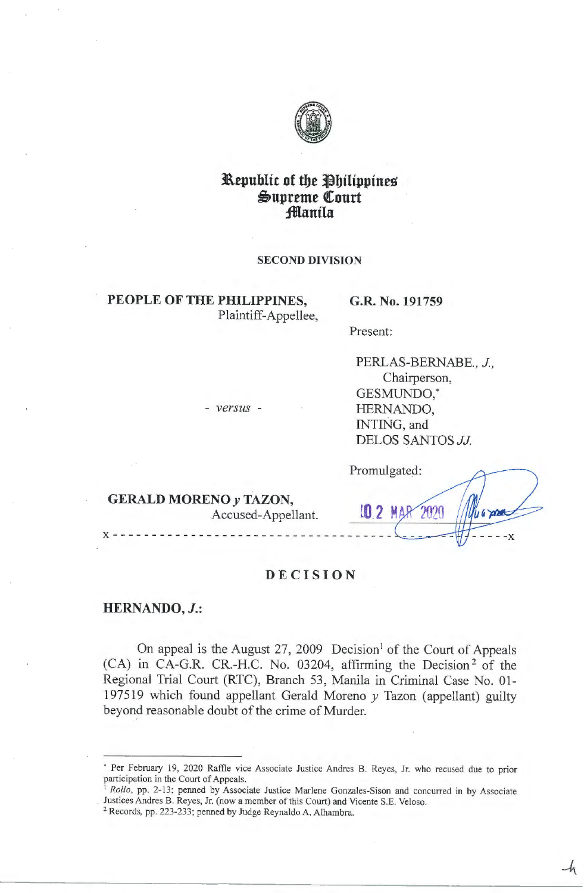# Republic of the Philippines
# Supreme Court
# Manila

**SECOND DIVISION**

**PEOPLE OF THE PHILIPPINES,**
Plaintiff-Appellee,

**G.R. No. 191759**

Present:

PERLAS-BERNABE., *J.*,
Chairperson,
GESMUNDO,*
HERNANDO,
INTING, and
DELOS SANTOS *JJ.*

- *versus* -

**GERALD MORENO *y* TAZON,**
Accused-Appellant.

Promulgated:

02 MAR 2020

x - - - - - - - - - - - - - - - - - - - - - - - - - - - - - - - - - - - - - - - - - - - - - x

## DECISION

**HERNANDO, *J.*:**

On appeal is the August 27, 2009 Decision[1] of the Court of Appeals (CA) in CA-G.R. CR.-H.C. No. 03204, affirming the Decision[2] of the Regional Trial Court (RTC), Branch 53, Manila in Criminal Case No. 01-197519 which found appellant Gerald Moreno *y* Tazon (appellant) guilty beyond reasonable doubt of the crime of Murder.

---

* Per February 19, 2020 Raffle vice Associate Justice Andres B. Reyes, Jr. who recused due to prior participation in the Court of Appeals.

[1] *Rollo*, pp. 2-13; penned by Associate Justice Marlene Gonzales-Sison and concurred in by Associate Justices Andres B. Reyes, Jr. (now a member of this Court) and Vicente S.E. Veloso.

[2] Records, pp. 223-233; penned by Judge Reynaldo A. Alhambra.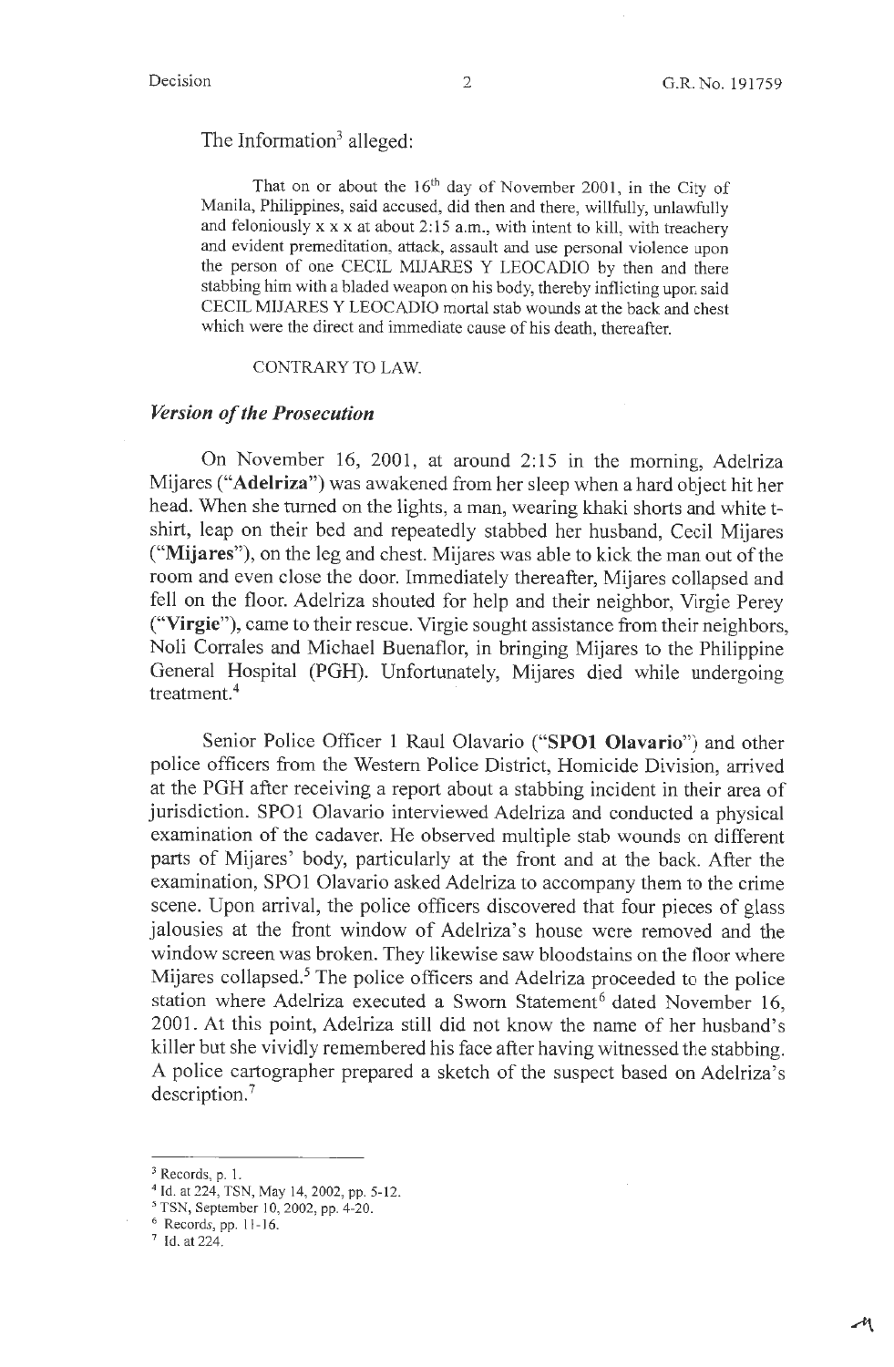The Information[3] alleged:

> That on or about the 16[th] day of November 2001, in the City of Manila, Philippines, said accused, did then and there, willfully, unlawfully and feloniously x x x at about 2:15 a.m., with intent to kill, with treachery and evident premeditation, attack, assault and use personal violence upon the person of one CECIL MIJARES Y LEOCADIO by then and there stabbing him with a bladed weapon on his body, thereby inflicting upon said CECIL MIJARES Y LEOCADIO mortal stab wounds at the back and chest which were the direct and immediate cause of his death, thereafter.
>
> CONTRARY TO LAW.

### *Version of the Prosecution*

On November 16, 2001, at around 2:15 in the morning, Adelriza Mijares (**"Adelriza"**) was awakened from her sleep when a hard object hit her head. When she turned on the lights, a man, wearing khaki shorts and white t-shirt, leap on their bed and repeatedly stabbed her husband, Cecil Mijares (**"Mijares"**), on the leg and chest. Mijares was able to kick the man out of the room and even close the door. Immediately thereafter, Mijares collapsed and fell on the floor. Adelriza shouted for help and their neighbor, Virgie Perey (**"Virgie"**), came to their rescue. Virgie sought assistance from their neighbors, Noli Corrales and Michael Buenaflor, in bringing Mijares to the Philippine General Hospital (PGH). Unfortunately, Mijares died while undergoing treatment.[4]

Senior Police Officer 1 Raul Olavario (**"SPO1 Olavario"**) and other police officers from the Western Police District, Homicide Division, arrived at the PGH after receiving a report about a stabbing incident in their area of jurisdiction. SPO1 Olavario interviewed Adelriza and conducted a physical examination of the cadaver. He observed multiple stab wounds on different parts of Mijares' body, particularly at the front and at the back. After the examination, SPO1 Olavario asked Adelriza to accompany them to the crime scene. Upon arrival, the police officers discovered that four pieces of glass jalousies at the front window of Adelriza's house were removed and the window screen was broken. They likewise saw bloodstains on the floor where Mijares collapsed.[5] The police officers and Adelriza proceeded to the police station where Adelriza executed a Sworn Statement[6] dated November 16, 2001. At this point, Adelriza still did not know the name of her husband's killer but she vividly remembered his face after having witnessed the stabbing. A police cartographer prepared a sketch of the suspect based on Adelriza's description.[7]

---

[3] Records, p. 1.
[4] Id. at 224, TSN, May 14, 2002, pp. 5-12.
[5] TSN, September 10, 2002, pp. 4-20.
[6] Records, pp. 11-16.
[7] Id. at 224.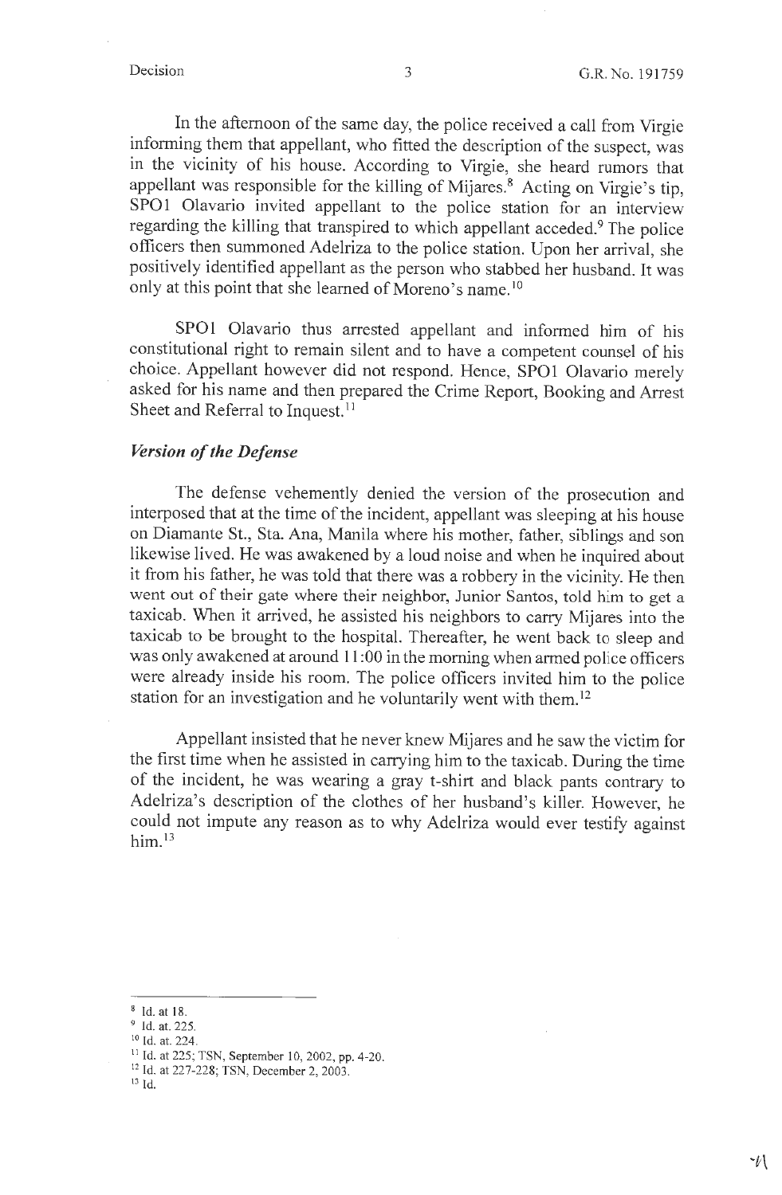In the afternoon of the same day, the police received a call from Virgie informing them that appellant, who fitted the description of the suspect, was in the vicinity of his house. According to Virgie, she heard rumors that appellant was responsible for the killing of Mijares.[8] Acting on Virgie's tip, SPO1 Olavario invited appellant to the police station for an interview regarding the killing that transpired to which appellant acceded.[9] The police officers then summoned Adelriza to the police station. Upon her arrival, she positively identified appellant as the person who stabbed her husband. It was only at this point that she learned of Moreno's name.[10]

SPO1 Olavario thus arrested appellant and informed him of his constitutional right to remain silent and to have a competent counsel of his choice. Appellant however did not respond. Hence, SPO1 Olavario merely asked for his name and then prepared the Crime Report, Booking and Arrest Sheet and Referral to Inquest.[11]

### *Version of the Defense*

The defense vehemently denied the version of the prosecution and interposed that at the time of the incident, appellant was sleeping at his house on Diamante St., Sta. Ana, Manila where his mother, father, siblings and son likewise lived. He was awakened by a loud noise and when he inquired about it from his father, he was told that there was a robbery in the vicinity. He then went out of their gate where their neighbor, Junior Santos, told him to get a taxicab. When it arrived, he assisted his neighbors to carry Mijares into the taxicab to be brought to the hospital. Thereafter, he went back to sleep and was only awakened at around 11:00 in the morning when armed police officers were already inside his room. The police officers invited him to the police station for an investigation and he voluntarily went with them.[12]

Appellant insisted that he never knew Mijares and he saw the victim for the first time when he assisted in carrying him to the taxicab. During the time of the incident, he was wearing a gray t-shirt and black pants contrary to Adelriza's description of the clothes of her husband's killer. However, he could not impute any reason as to why Adelriza would ever testify against him.[13]

---

[8] Id. at 18.

[9] Id. at. 225.

[10] Id. at. 224.

[11] Id. at 225; TSN, September 10, 2002, pp. 4-20.

[12] Id. at 227-228; TSN, December 2, 2003.

[13] Id.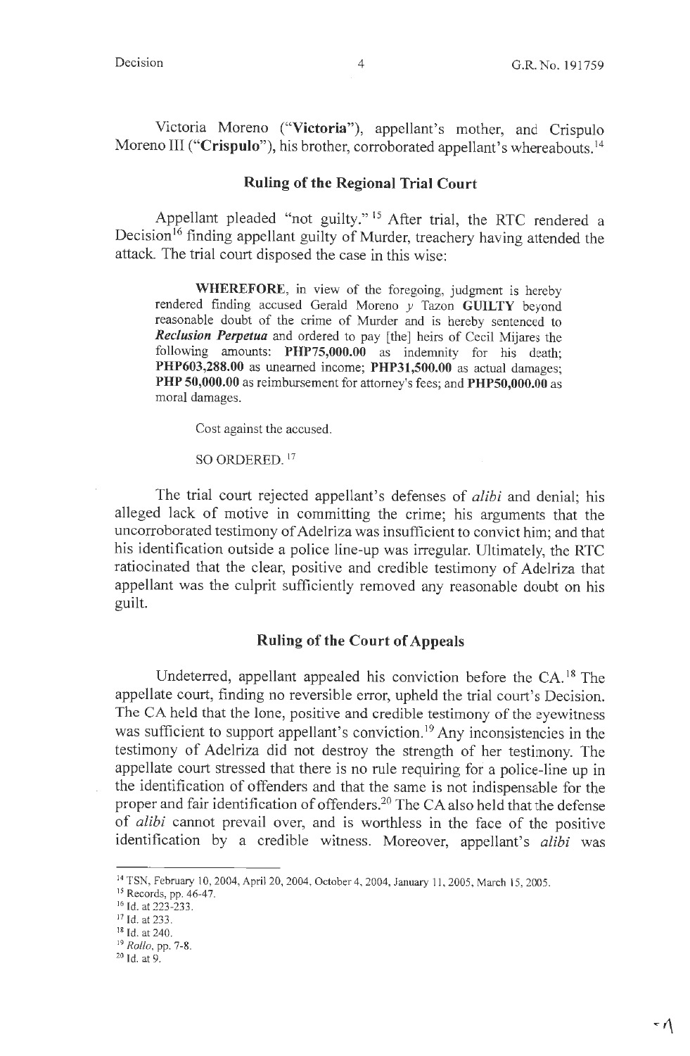Victoria Moreno ("**Victoria**"), appellant's mother, and Crispulo Moreno III ("**Crispulo**"), his brother, corroborated appellant's whereabouts.[14]

## Ruling of the Regional Trial Court

Appellant pleaded "not guilty."[15] After trial, the RTC rendered a Decision[16] finding appellant guilty of Murder, treachery having attended the attack. The trial court disposed the case in this wise:

> **WHEREFORE**, in view of the foregoing, judgment is hereby rendered finding accused Gerald Moreno *y* Tazon **GUILTY** beyond reasonable doubt of the crime of Murder and is hereby sentenced to ***Reclusion Perpetua*** and ordered to pay [the] heirs of Cecil Mijares the following amounts: **PHP75,000.00** as indemnity for his death; **PHP603,288.00** as unearned income; **PHP31,500.00** as actual damages; **PHP 50,000.00** as reimbursement for attorney's fees; and **PHP50,000.00** as moral damages.
>
> Cost against the accused.
>
> SO ORDERED.[17]

The trial court rejected appellant's defenses of *alibi* and denial; his alleged lack of motive in committing the crime; his arguments that the uncorroborated testimony of Adelriza was insufficient to convict him; and that his identification outside a police line-up was irregular. Ultimately, the RTC ratiocinated that the clear, positive and credible testimony of Adelriza that appellant was the culprit sufficiently removed any reasonable doubt on his guilt.

## Ruling of the Court of Appeals

Undeterred, appellant appealed his conviction before the CA.[18] The appellate court, finding no reversible error, upheld the trial court's Decision. The CA held that the lone, positive and credible testimony of the eyewitness was sufficient to support appellant's conviction.[19] Any inconsistencies in the testimony of Adelriza did not destroy the strength of her testimony. The appellate court stressed that there is no rule requiring for a police-line up in the identification of offenders and that the same is not indispensable for the proper and fair identification of offenders.[20] The CA also held that the defense of *alibi* cannot prevail over, and is worthless in the face of the positive identification by a credible witness. Moreover, appellant's *alibi* was

---

[14] TSN, February 10, 2004, April 20, 2004, October 4, 2004, January 11, 2005, March 15, 2005.
[15] Records, pp. 46-47.
[16] Id. at 223-233.
[17] Id. at 233.
[18] Id. at 240.
[19] *Rollo*, pp. 7-8.
[20] Id. at 9.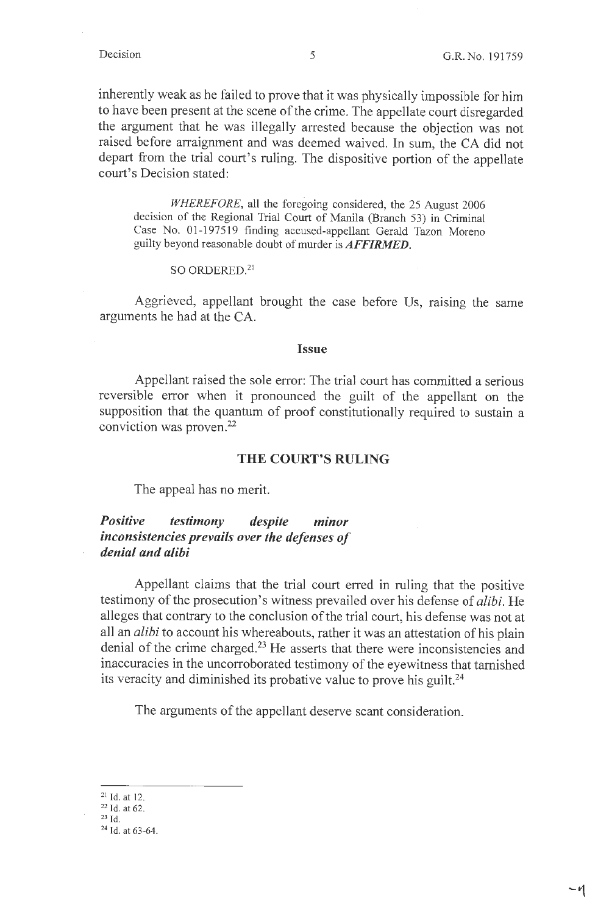inherently weak as he failed to prove that it was physically impossible for him to have been present at the scene of the crime. The appellate court disregarded the argument that he was illegally arrested because the objection was not raised before arraignment and was deemed waived. In sum, the CA did not depart from the trial court's ruling. The dispositive portion of the appellate court's Decision stated:

> *WHEREFORE*, all the foregoing considered, the 25 August 2006 decision of the Regional Trial Court of Manila (Branch 53) in Criminal Case No. 01-197519 finding accused-appellant Gerald Tazon Moreno guilty beyond reasonable doubt of murder is ***AFFIRMED.***
>
> SO ORDERED.[21]

Aggrieved, appellant brought the case before Us, raising the same arguments he had at the CA.

## Issue

Appellant raised the sole error: The trial court has committed a serious reversible error when it pronounced the guilt of the appellant on the supposition that the quantum of proof constitutionally required to sustain a conviction was proven.[22]

## THE COURT'S RULING

The appeal has no merit.

### *Positive testimony despite minor inconsistencies prevails over the defenses of denial and alibi*

Appellant claims that the trial court erred in ruling that the positive testimony of the prosecution's witness prevailed over his defense of *alibi*. He alleges that contrary to the conclusion of the trial court, his defense was not at all an *alibi* to account his whereabouts, rather it was an attestation of his plain denial of the crime charged.[23] He asserts that there were inconsistencies and inaccuracies in the uncorroborated testimony of the eyewitness that tarnished its veracity and diminished its probative value to prove his guilt.[24]

The arguments of the appellant deserve scant consideration.

---

[21] Id. at 12.

[22] Id. at 62.

[23] Id.

[24] Id. at 63-64.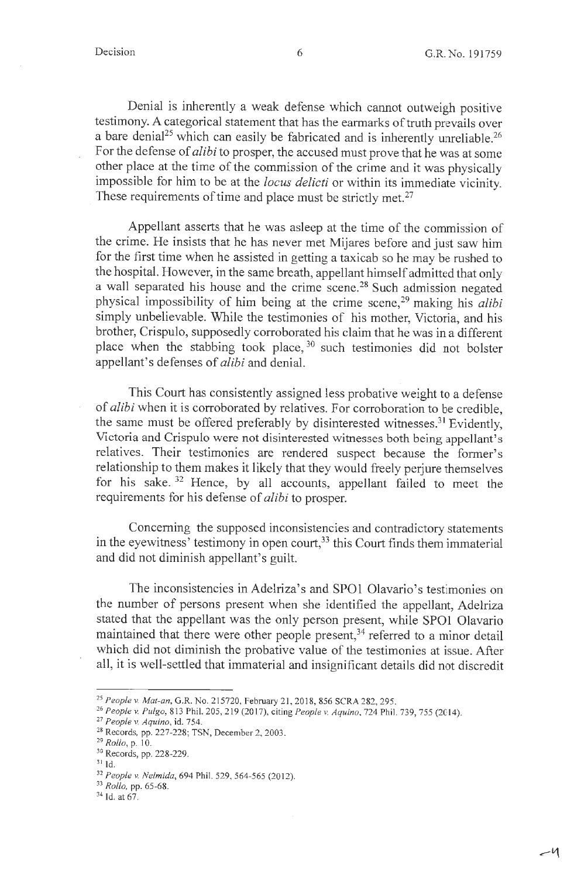Denial is inherently a weak defense which cannot outweigh positive testimony. A categorical statement that has the earmarks of truth prevails over a bare denial[25] which can easily be fabricated and is inherently unreliable.[26] For the defense of *alibi* to prosper, the accused must prove that he was at some other place at the time of the commission of the crime and it was physically impossible for him to be at the *locus delicti* or within its immediate vicinity. These requirements of time and place must be strictly met.[27]

Appellant asserts that he was asleep at the time of the commission of the crime. He insists that he has never met Mijares before and just saw him for the first time when he assisted in getting a taxicab so he may be rushed to the hospital. However, in the same breath, appellant himself admitted that only a wall separated his house and the crime scene.[28] Such admission negated physical impossibility of him being at the crime scene,[29] making his *alibi* simply unbelievable. While the testimonies of his mother, Victoria, and his brother, Crispulo, supposedly corroborated his claim that he was in a different place when the stabbing took place,[30] such testimonies did not bolster appellant's defenses of *alibi* and denial.

This Court has consistently assigned less probative weight to a defense of *alibi* when it is corroborated by relatives. For corroboration to be credible, the same must be offered preferably by disinterested witnesses.[31] Evidently, Victoria and Crispulo were not disinterested witnesses both being appellant's relatives. Their testimonies are rendered suspect because the former's relationship to them makes it likely that they would freely perjure themselves for his sake.[32] Hence, by all accounts, appellant failed to meet the requirements for his defense of *alibi* to prosper.

Concerning the supposed inconsistencies and contradictory statements in the eyewitness' testimony in open court,[33] this Court finds them immaterial and did not diminish appellant's guilt.

The inconsistencies in Adelriza's and SPO1 Olavario's testimonies on the number of persons present when she identified the appellant, Adelriza stated that the appellant was the only person present, while SPO1 Olavario maintained that there were other people present,[34] referred to a minor detail which did not diminish the probative value of the testimonies at issue. After all, it is well-settled that immaterial and insignificant details did not discredit

---

[25] *People v. Mat-an*, G.R. No. 215720, February 21, 2018, 856 SCRA 282, 295.

[26] *People v. Pulgo*, 813 Phil. 205, 219 (2017), citing *People v. Aquino*, 724 Phil. 739, 755 (2014).

[27] *People v. Aquino*, id. 754.

[28] Records, pp. 227-228; TSN, December 2, 2003.

[29] *Rollo*, p. 10.

[30] Records, pp. 228-229.

[31] Id.

[32] *People v. Nelmida*, 694 Phil. 529, 564-565 (2012).

[33] *Rollo*, pp. 65-68.

[34] Id. at 67.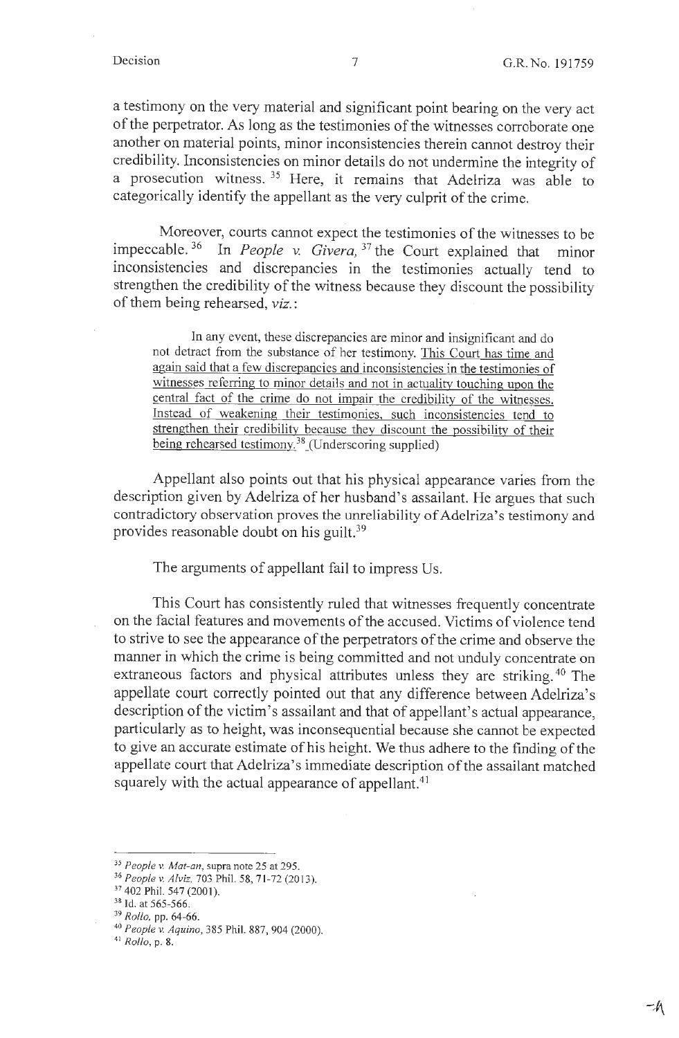a testimony on the very material and significant point bearing on the very act of the perpetrator. As long as the testimonies of the witnesses corroborate one another on material points, minor inconsistencies therein cannot destroy their credibility. Inconsistencies on minor details do not undermine the integrity of a prosecution witness.[35] Here, it remains that Adelriza was able to categorically identify the appellant as the very culprit of the crime.

Moreover, courts cannot expect the testimonies of the witnesses to be impeccable.[36] In *People v. Givera,*[37] the Court explained that minor inconsistencies and discrepancies in the testimonies actually tend to strengthen the credibility of the witness because they discount the possibility of them being rehearsed, *viz.*:

> In any event, these discrepancies are minor and insignificant and do not detract from the substance of her testimony. <u>This Court has time and again said that a few discrepancies and inconsistencies in the testimonies of witnesses referring to minor details and not in actuality touching upon the central fact of the crime do not impair the credibility of the witnesses. Instead of weakening their testimonies, such inconsistencies tend to strengthen their credibility because they discount the possibility of their being rehearsed testimony.</u>[38] (Underscoring supplied)

Appellant also points out that his physical appearance varies from the description given by Adelriza of her husband's assailant. He argues that such contradictory observation proves the unreliability of Adelriza's testimony and provides reasonable doubt on his guilt.[39]

The arguments of appellant fail to impress Us.

This Court has consistently ruled that witnesses frequently concentrate on the facial features and movements of the accused. Victims of violence tend to strive to see the appearance of the perpetrators of the crime and observe the manner in which the crime is being committed and not unduly concentrate on extraneous factors and physical attributes unless they are striking.[40] The appellate court correctly pointed out that any difference between Adelriza's description of the victim's assailant and that of appellant's actual appearance, particularly as to height, was inconsequential because she cannot be expected to give an accurate estimate of his height. We thus adhere to the finding of the appellate court that Adelriza's immediate description of the assailant matched squarely with the actual appearance of appellant.[41]

---

[35] *People v. Mat-an*, supra note 25 at 295.
[36] *People v. Alviz*, 703 Phil. 58, 71-72 (2013).
[37] 402 Phil. 547 (2001).
[38] Id. at 565-566.
[39] *Rollo*, pp. 64-66.
[40] *People v. Aquino*, 385 Phil. 887, 904 (2000).
[41] *Rollo*, p. 8.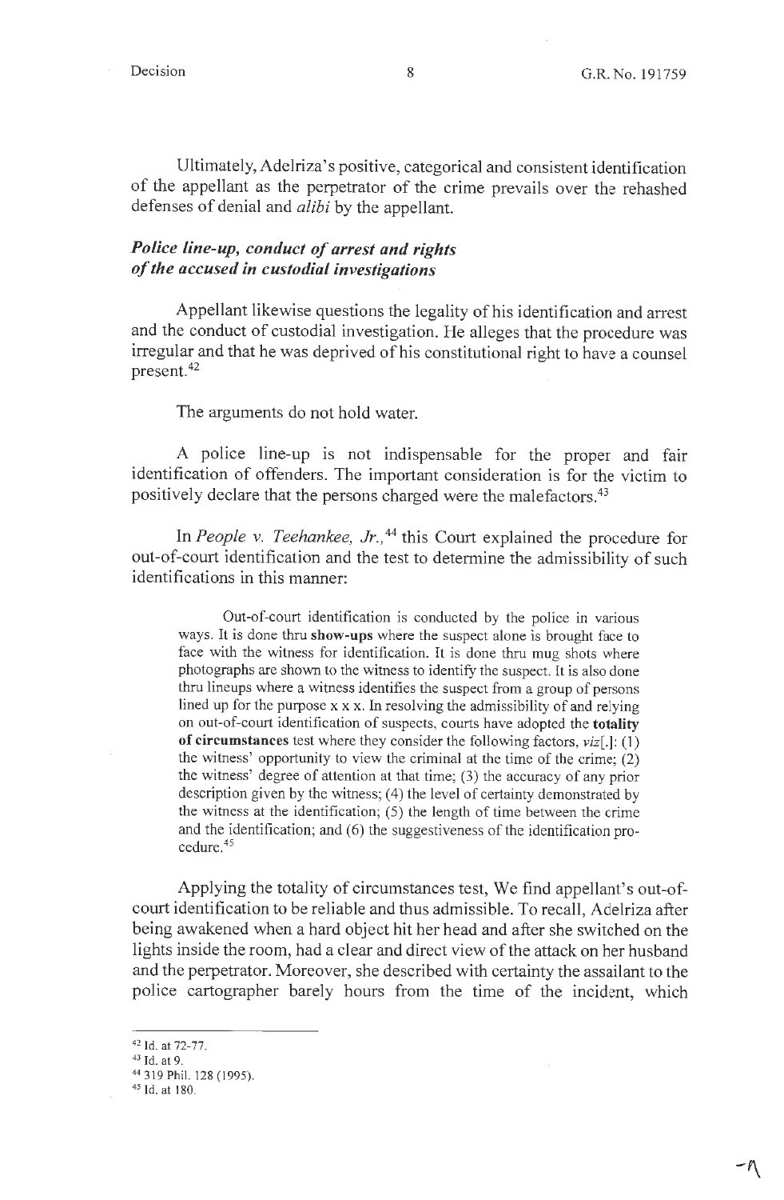Ultimately, Adelriza's positive, categorical and consistent identification of the appellant as the perpetrator of the crime prevails over the rehashed defenses of denial and *alibi* by the appellant.

***Police line-up, conduct of arrest and rights of the accused in custodial investigations***

Appellant likewise questions the legality of his identification and arrest and the conduct of custodial investigation. He alleges that the procedure was irregular and that he was deprived of his constitutional right to have a counsel present.[42]

The arguments do not hold water.

A police line-up is not indispensable for the proper and fair identification of offenders. The important consideration is for the victim to positively declare that the persons charged were the malefactors.[43]

In *People v. Teehankee, Jr.*,[44] this Court explained the procedure for out-of-court identification and the test to determine the admissibility of such identifications in this manner:

> Out-of-court identification is conducted by the police in various ways. It is done thru **show-ups** where the suspect alone is brought face to face with the witness for identification. It is done thru mug shots where photographs are shown to the witness to identify the suspect. It is also done thru lineups where a witness identifies the suspect from a group of persons lined up for the purpose x x x. In resolving the admissibility of and relying on out-of-court identification of suspects, courts have adopted the **totality of circumstances** test where they consider the following factors, *viz*[,]: (1) the witness' opportunity to view the criminal at the time of the crime; (2) the witness' degree of attention at that time; (3) the accuracy of any prior description given by the witness; (4) the level of certainty demonstrated by the witness at the identification; (5) the length of time between the crime and the identification; and (6) the suggestiveness of the identification procedure.[45]

Applying the totality of circumstances test, We find appellant's out-of-court identification to be reliable and thus admissible. To recall, Adelriza after being awakened when a hard object hit her head and after she switched on the lights inside the room, had a clear and direct view of the attack on her husband and the perpetrator. Moreover, she described with certainty the assailant to the police cartographer barely hours from the time of the incident, which

---

[42] Id. at 72-77.

[43] Id. at 9.

[44] 319 Phil. 128 (1995).

[45] Id. at 180.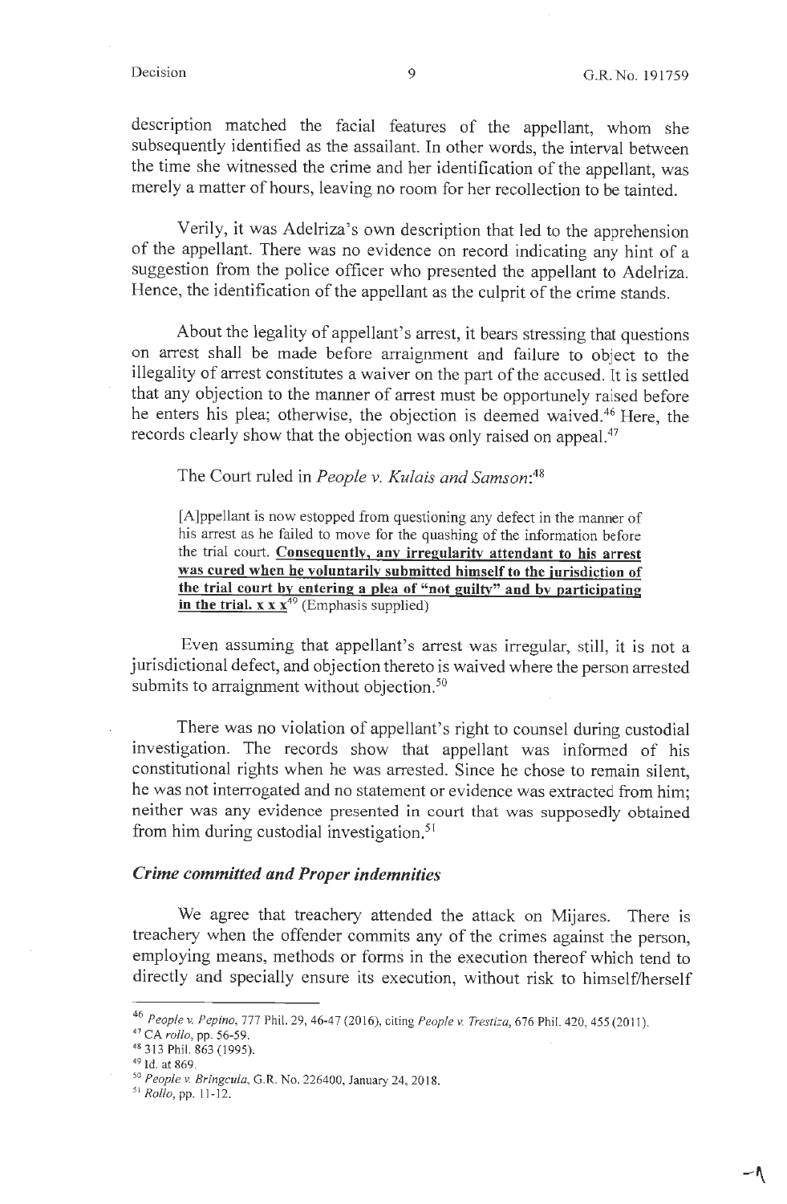description matched the facial features of the appellant, whom she subsequently identified as the assailant. In other words, the interval between the time she witnessed the crime and her identification of the appellant, was merely a matter of hours, leaving no room for her recollection to be tainted.

Verily, it was Adelriza's own description that led to the apprehension of the appellant. There was no evidence on record indicating any hint of a suggestion from the police officer who presented the appellant to Adelriza. Hence, the identification of the appellant as the culprit of the crime stands.

About the legality of appellant's arrest, it bears stressing that questions on arrest shall be made before arraignment and failure to object to the illegality of arrest constitutes a waiver on the part of the accused. It is settled that any objection to the manner of arrest must be opportunely raised before he enters his plea; otherwise, the objection is deemed waived.[46] Here, the records clearly show that the objection was only raised on appeal.[47]

The Court ruled in *People v. Kulais and Samson*:[48]

> [A]ppellant is now estopped from questioning any defect in the manner of his arrest as he failed to move for the quashing of the information before the trial court. **Consequently, any irregularity attendant to his arrest was cured when he voluntarily submitted himself to the jurisdiction of the trial court by entering a plea of "not guilty" and by participating in the trial. x x x**[49] (Emphasis supplied)

Even assuming that appellant's arrest was irregular, still, it is not a jurisdictional defect, and objection thereto is waived where the person arrested submits to arraignment without objection.[50]

There was no violation of appellant's right to counsel during custodial investigation. The records show that appellant was informed of his constitutional rights when he was arrested. Since he chose to remain silent, he was not interrogated and no statement or evidence was extracted from him; neither was any evidence presented in court that was supposedly obtained from him during custodial investigation.[51]

### *Crime committed and Proper indemnities*

We agree that treachery attended the attack on Mijares. There is treachery when the offender commits any of the crimes against the person, employing means, methods or forms in the execution thereof which tend to directly and specially ensure its execution, without risk to himself/herself

---

[46] *People v. Pepino*, 777 Phil. 29, 46-47 (2016), citing *People v. Trestiza*, 676 Phil. 420, 455 (2011).

[47] CA *rollo*, pp. 56-59.

[48] 313 Phil. 863 (1995).

[49] Id. at 869.

[50] *People v. Bringcula*, G.R. No. 226400, January 24, 2018.

[51] *Rollo*, pp. 11-12.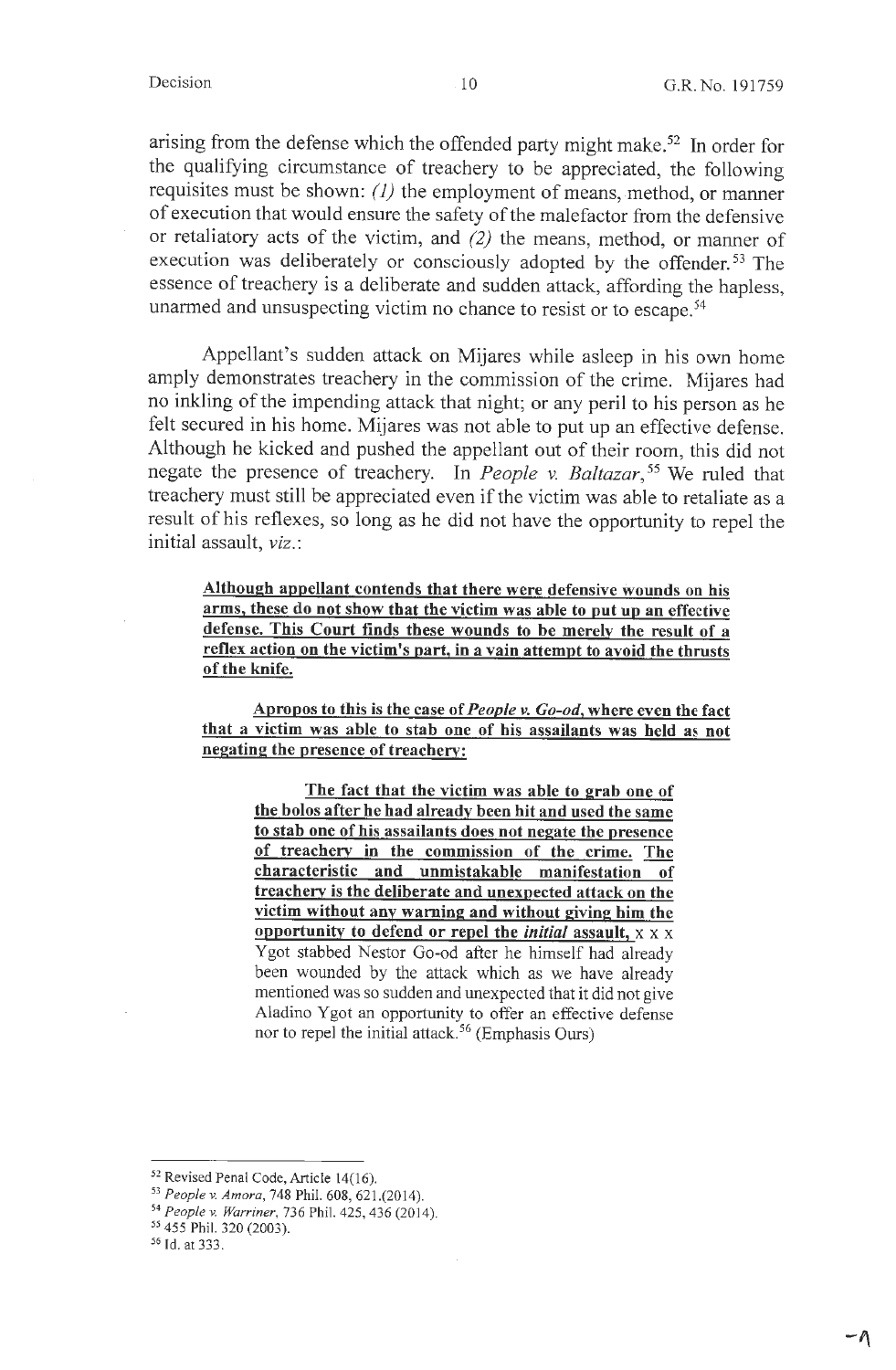arising from the defense which the offended party might make.[52] In order for the qualifying circumstance of treachery to be appreciated, the following requisites must be shown: *(1)* the employment of means, method, or manner of execution that would ensure the safety of the malefactor from the defensive or retaliatory acts of the victim, and *(2)* the means, method, or manner of execution was deliberately or consciously adopted by the offender.[53] The essence of treachery is a deliberate and sudden attack, affording the hapless, unarmed and unsuspecting victim no chance to resist or to escape.[54]

Appellant's sudden attack on Mijares while asleep in his own home amply demonstrates treachery in the commission of the crime. Mijares had no inkling of the impending attack that night; or any peril to his person as he felt secured in his home. Mijares was not able to put up an effective defense. Although he kicked and pushed the appellant out of their room, this did not negate the presence of treachery. In *People v. Baltazar*,[55] We ruled that treachery must still be appreciated even if the victim was able to retaliate as a result of his reflexes, so long as he did not have the opportunity to repel the initial assault, *viz.*:

> **Although appellant contends that there were defensive wounds on his arms, these do not show that the victim was able to put up an effective defense. This Court finds these wounds to be merely the result of a reflex action on the victim's part, in a vain attempt to avoid the thrusts of the knife.**
>
> **Apropos to this is the case of *People v. Go-od*, where even the fact that a victim was able to stab one of his assailants was held as not negating the presence of treachery:**
>
>> **The fact that the victim was able to grab one of the bolos after he had already been hit and used the same to stab one of his assailants does not negate the presence of treachery in the commission of the crime. The characteristic and unmistakable manifestation of treachery is the deliberate and unexpected attack on the victim without any warning and without giving him the opportunity to defend or repel the *initial* assault,** x x x Ygot stabbed Nestor Go-od after he himself had already been wounded by the attack which as we have already mentioned was so sudden and unexpected that it did not give Aladino Ygot an opportunity to offer an effective defense nor to repel the initial attack.[56] (Emphasis Ours)

---

[52] Revised Penal Code, Article 14(16).

[53] *People v. Amora*, 748 Phil. 608, 621.(2014).

[54] *People v. Warriner*, 736 Phil. 425, 436 (2014).

[55] 455 Phil. 320 (2003).

[56] Id. at 333.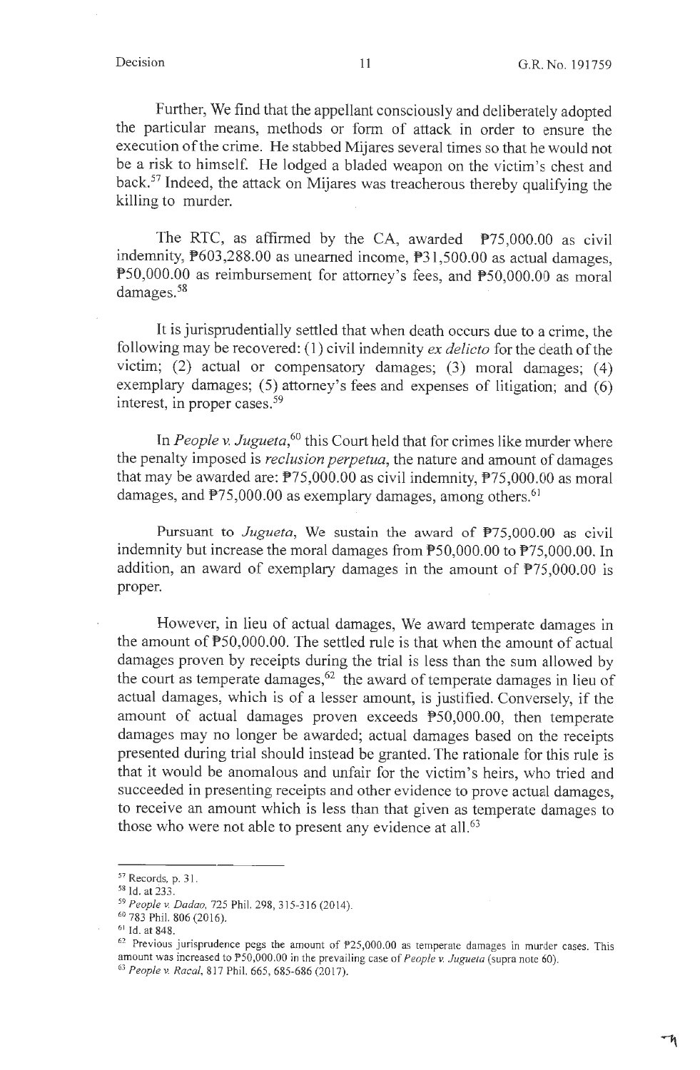Further, We find that the appellant consciously and deliberately adopted the particular means, methods or form of attack in order to ensure the execution of the crime. He stabbed Mijares several times so that he would not be a risk to himself. He lodged a bladed weapon on the victim's chest and back.[57] Indeed, the attack on Mijares was treacherous thereby qualifying the killing to murder.

The RTC, as affirmed by the CA, awarded ₱75,000.00 as civil indemnity, ₱603,288.00 as unearned income, ₱31,500.00 as actual damages, ₱50,000.00 as reimbursement for attorney's fees, and ₱50,000.00 as moral damages.[58]

It is jurisprudentially settled that when death occurs due to a crime, the following may be recovered: (1) civil indemnity *ex delicto* for the death of the victim; (2) actual or compensatory damages; (3) moral damages; (4) exemplary damages; (5) attorney's fees and expenses of litigation; and (6) interest, in proper cases.[59]

In *People v. Jugueta*,[60] this Court held that for crimes like murder where the penalty imposed is *reclusion perpetua*, the nature and amount of damages that may be awarded are: ₱75,000.00 as civil indemnity, ₱75,000.00 as moral damages, and ₱75,000.00 as exemplary damages, among others.[61]

Pursuant to *Jugueta*, We sustain the award of ₱75,000.00 as civil indemnity but increase the moral damages from ₱50,000.00 to ₱75,000.00. In addition, an award of exemplary damages in the amount of ₱75,000.00 is proper.

However, in lieu of actual damages, We award temperate damages in the amount of ₱50,000.00. The settled rule is that when the amount of actual damages proven by receipts during the trial is less than the sum allowed by the court as temperate damages,[62] the award of temperate damages in lieu of actual damages, which is of a lesser amount, is justified. Conversely, if the amount of actual damages proven exceeds ₱50,000.00, then temperate damages may no longer be awarded; actual damages based on the receipts presented during trial should instead be granted. The rationale for this rule is that it would be anomalous and unfair for the victim's heirs, who tried and succeeded in presenting receipts and other evidence to prove actual damages, to receive an amount which is less than that given as temperate damages to those who were not able to present any evidence at all.[63]

---

[57] Records, p. 31.

[58] Id. at 233.

[59] *People v. Dadao*, 725 Phil. 298, 315-316 (2014).

[60] 783 Phil. 806 (2016).

[61] Id. at 848.

[62] Previous jurisprudence pegs the amount of ₱25,000.00 as temperate damages in murder cases. This amount was increased to ₱50,000.00 in the prevailing case of *People v. Jugueta* (supra note 60).

[63] *People v. Racal*, 817 Phil. 665, 685-686 (2017).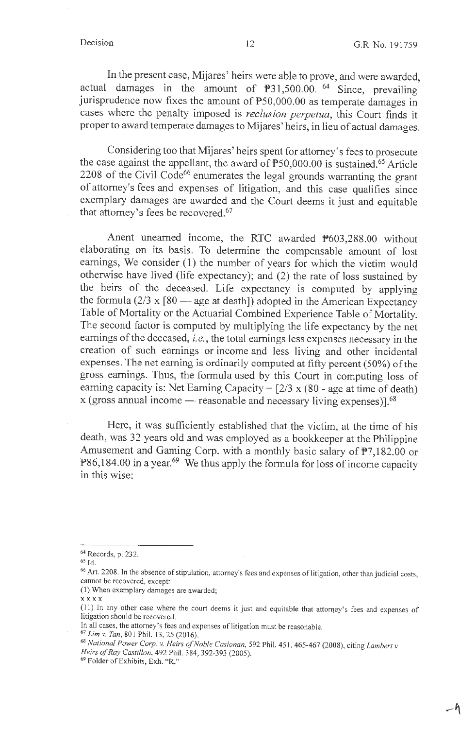In the present case, Mijares' heirs were able to prove, and were awarded, actual damages in the amount of ₱31,500.00.[64] Since, prevailing jurisprudence now fixes the amount of ₱50,000.00 as temperate damages in cases where the penalty imposed is *reclusion perpetua*, this Court finds it proper to award temperate damages to Mijares' heirs, in lieu of actual damages.

Considering too that Mijares' heirs spent for attorney's fees to prosecute the case against the appellant, the award of ₱50,000.00 is sustained.[65] Article 2208 of the Civil Code[66] enumerates the legal grounds warranting the grant of attorney's fees and expenses of litigation, and this case qualifies since exemplary damages are awarded and the Court deems it just and equitable that attorney's fees be recovered.[67]

Anent unearned income, the RTC awarded ₱603,288.00 without elaborating on its basis. To determine the compensable amount of lost earnings, We consider (1) the number of years for which the victim would otherwise have lived (life expectancy); and (2) the rate of loss sustained by the heirs of the deceased. Life expectancy is computed by applying the formula (2/3 x [80 — age at death]) adopted in the American Expectancy Table of Mortality or the Actuarial Combined Experience Table of Mortality. The second factor is computed by multiplying the life expectancy by the net earnings of the deceased, *i.e.*, the total earnings less expenses necessary in the creation of such earnings or income and less living and other incidental expenses. The net earning is ordinarily computed at fifty percent (50%) of the gross earnings. Thus, the formula used by this Court in computing loss of earning capacity is: Net Earning Capacity = [2/3 x (80 - age at time of death) x (gross annual income — reasonable and necessary living expenses)].[68]

Here, it was sufficiently established that the victim, at the time of his death, was 32 years old and was employed as a bookkeeper at the Philippine Amusement and Gaming Corp. with a monthly basic salary of ₱7,182.00 or ₱86,184.00 in a year.[69] We thus apply the formula for loss of income capacity in this wise:

---

[64] Records, p. 232.

[65] Id.

[66] Art. 2208. In the absence of stipulation, attorney's fees and expenses of litigation, other than judicial costs, cannot be recovered, except:

(1) When exemplary damages are awarded;

x x x x

(11) In any other case where the court deems it just and equitable that attorney's fees and expenses of litigation should be recovered.

In all cases, the attorney's fees and expenses of litigation must be reasonable.

[67] *Lim v. Tan*, 801 Phil. 13, 25 (2016).

[68] *National Power Corp. v. Heirs of Noble Casionan*, 592 Phil. 451, 465-467 (2008), citing *Lambert v. Heirs of Ray Castillon*, 492 Phil. 384, 392-393 (2005).

[69] Folder of Exhibits, Exh. "R."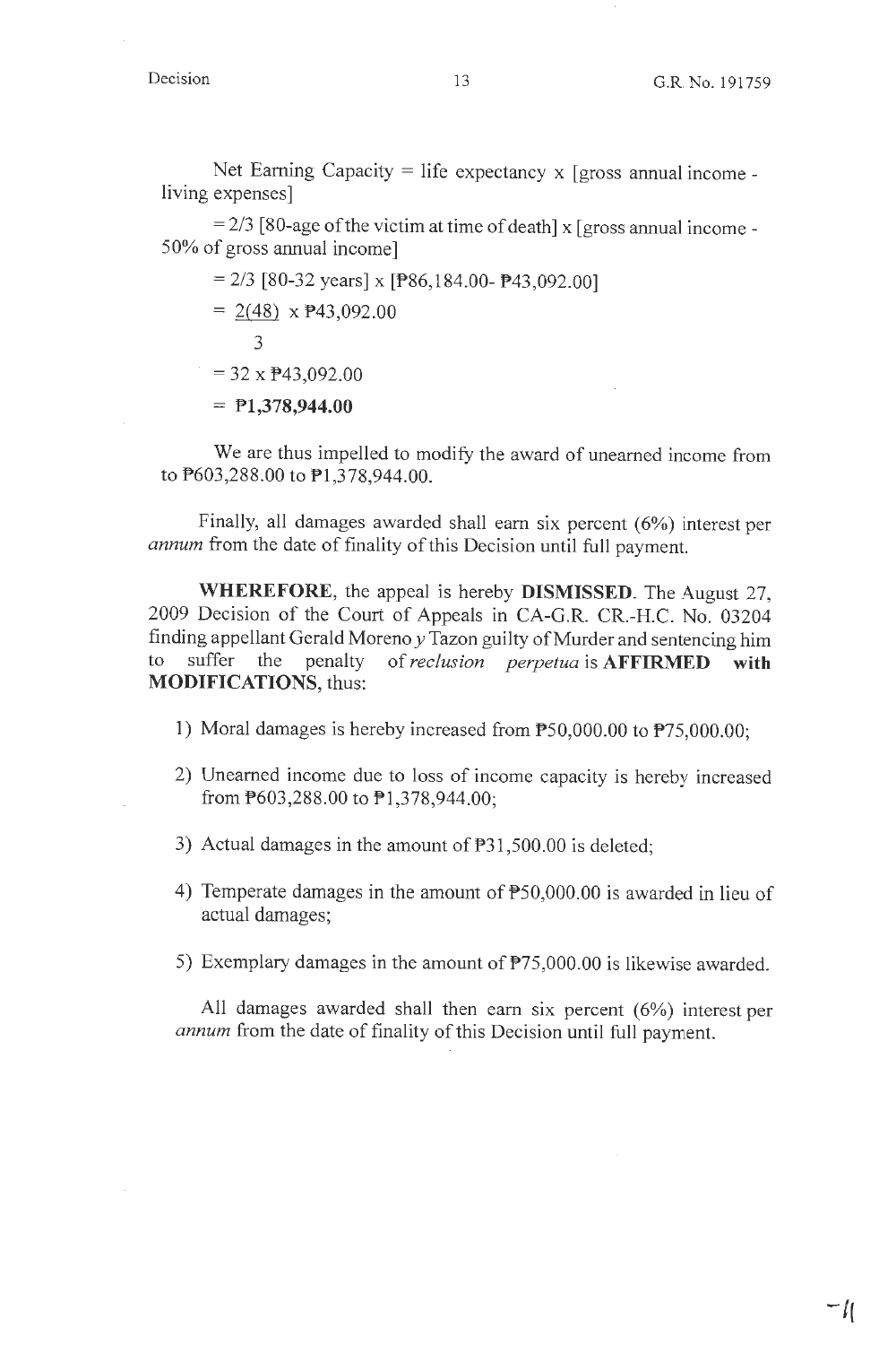Net Earning Capacity = life expectancy x [gross annual income - living expenses]

= 2/3 [80-age of the victim at time of death] x [gross annual income - 50% of gross annual income]

= 2/3 [80-32 years] x [₱86,184.00- ₱43,092.00]

$= \frac{2(48)}{3}$ x ₱43,092.00

= 32 x ₱43,092.00

= **₱1,378,944.00**

We are thus impelled to modify the award of unearned income from to ₱603,288.00 to ₱1,378,944.00.

Finally, all damages awarded shall earn six percent (6%) interest per *annum* from the date of finality of this Decision until full payment.

**WHEREFORE**, the appeal is hereby **DISMISSED**. The August 27, 2009 Decision of the Court of Appeals in CA-G.R. CR.-H.C. No. 03204 finding appellant Gerald Moreno *y* Tazon guilty of Murder and sentencing him to suffer the penalty of *reclusion perpetua* is **AFFIRMED with MODIFICATIONS**, thus:

1) Moral damages is hereby increased from ₱50,000.00 to ₱75,000.00;

2) Unearned income due to loss of income capacity is hereby increased from ₱603,288.00 to ₱1,378,944.00;

3) Actual damages in the amount of ₱31,500.00 is deleted;

4) Temperate damages in the amount of ₱50,000.00 is awarded in lieu of actual damages;

5) Exemplary damages in the amount of ₱75,000.00 is likewise awarded.

All damages awarded shall then earn six percent (6%) interest per *annum* from the date of finality of this Decision until full payment.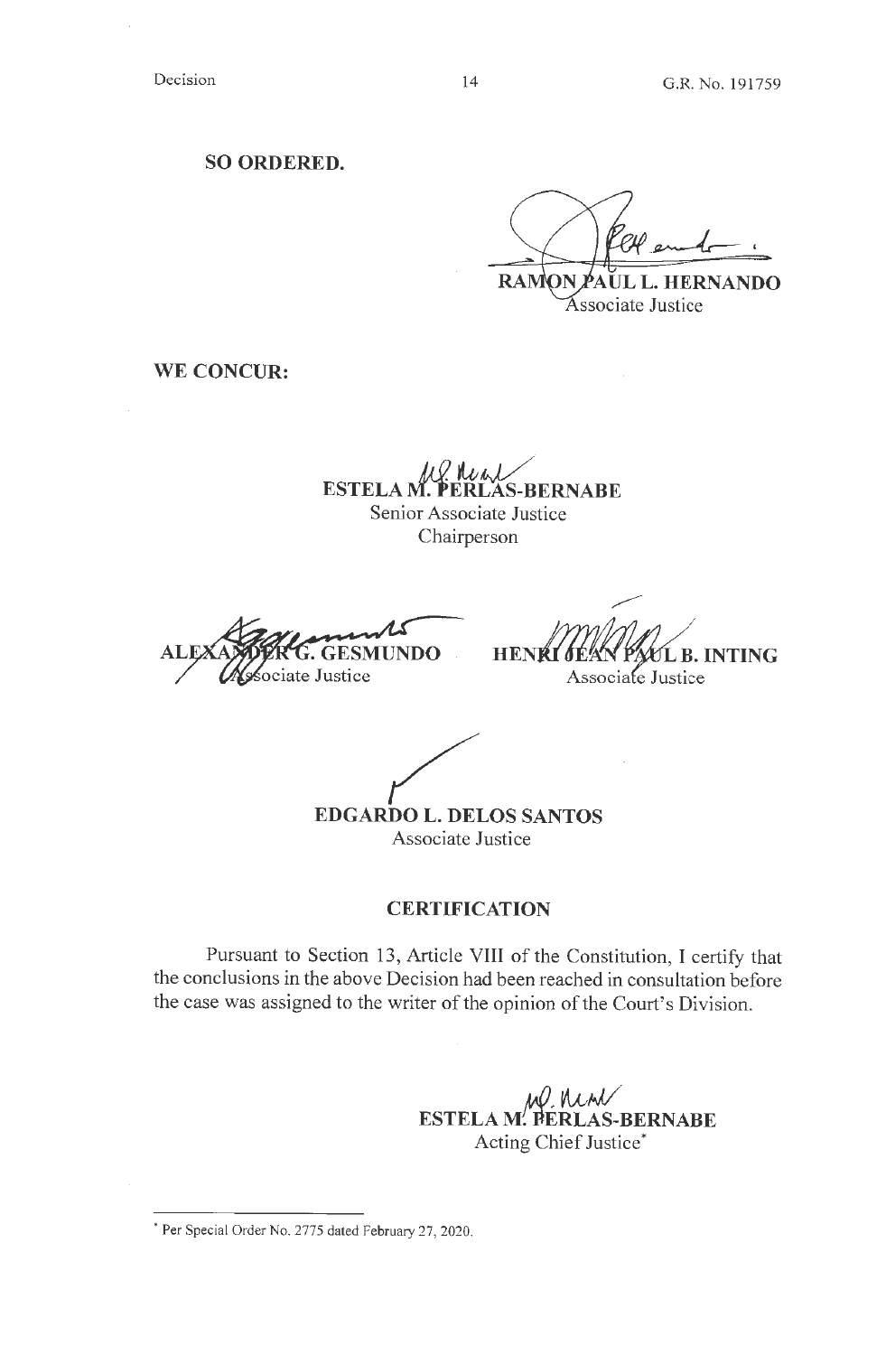**SO ORDERED.**

**RAMON PAUL L. HERNANDO**
Associate Justice

**WE CONCUR:**

**ESTELA M. PERLAS-BERNABE**
Senior Associate Justice
Chairperson

**ALEXANDER G. GESMUNDO**
Associate Justice

**HENRI JEAN PAUL B. INTING**
Associate Justice

**EDGARDO L. DELOS SANTOS**
Associate Justice

## CERTIFICATION

Pursuant to Section 13, Article VIII of the Constitution, I certify that the conclusions in the above Decision had been reached in consultation before the case was assigned to the writer of the opinion of the Court's Division.

**ESTELA M. PERLAS-BERNABE**
Acting Chief Justice*

---

* Per Special Order No. 2775 dated February 27, 2020.